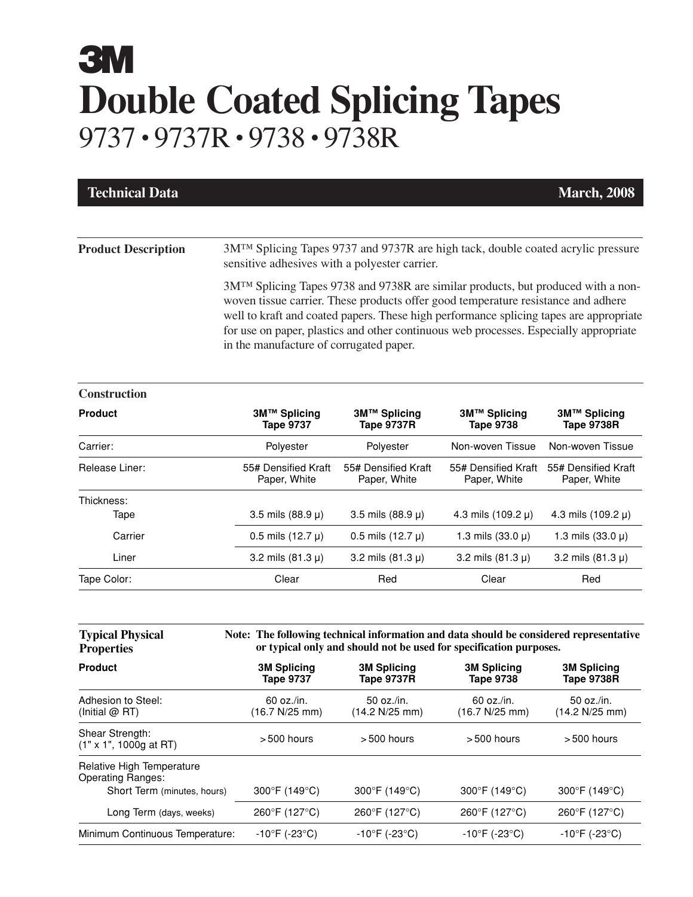# 3M

# Double Coated Splicing Tapes

## 9737 • 9737R • 9738 • 9738R

**Technical Data** **March, 2008**

**Product Description**

3M™ Splicing Tapes 9737 and 9737R are high tack, double coated acrylic pressure sensitive adhesives with a polyester carrier.

3M™ Splicing Tapes 9738 and 9738R are similar products, but produced with a non-woven tissue carrier. These products offer good temperature resistance and adhere well to kraft and coated papers. These high performance splicing tapes are appropriate for use on paper, plastics and other continuous web processes. Especially appropriate in the manufacture of corrugated paper.

**Construction**

| Product | 3M™ Splicing Tape 9737 | 3M™ Splicing Tape 9737R | 3M™ Splicing Tape 9738 | 3M™ Splicing Tape 9738R |
|---|---|---|---|---|
| Carrier: | Polyester | Polyester | Non-woven Tissue | Non-woven Tissue |
| Release Liner: | 55# Densified Kraft Paper, White | 55# Densified Kraft Paper, White | 55# Densified Kraft Paper, White | 55# Densified Kraft Paper, White |
| Thickness: | | | | |
| Tape | 3.5 mils (88.9 μ) | 3.5 mils (88.9 μ) | 4.3 mils (109.2 μ) | 4.3 mils (109.2 μ) |
| Carrier | 0.5 mils (12.7 μ) | 0.5 mils (12.7 μ) | 1.3 mils (33.0 μ) | 1.3 mils (33.0 μ) |
| Liner | 3.2 mils (81.3 μ) | 3.2 mils (81.3 μ) | 3.2 mils (81.3 μ) | 3.2 mils (81.3 μ) |
| Tape Color: | Clear | Red | Clear | Red |

**Typical Physical Properties**

**Note: The following technical information and data should be considered representative or typical only and should not be used for specification purposes.**

| Product | 3M Splicing Tape 9737 | 3M Splicing Tape 9737R | 3M Splicing Tape 9738 | 3M Splicing Tape 9738R |
|---|---|---|---|---|
| Adhesion to Steel: (Initial @ RT) | 60 oz./in. (16.7 N/25 mm) | 50 oz./in. (14.2 N/25 mm) | 60 oz./in. (16.7 N/25 mm) | 50 oz./in. (14.2 N/25 mm) |
| Shear Strength: (1" x 1", 1000g at RT) | > 500 hours | > 500 hours | > 500 hours | > 500 hours |
| Relative High Temperature Operating Ranges: | | | | |
| Short Term (minutes, hours) | 300°F (149°C) | 300°F (149°C) | 300°F (149°C) | 300°F (149°C) |
| Long Term (days, weeks) | 260°F (127°C) | 260°F (127°C) | 260°F (127°C) | 260°F (127°C) |
| Minimum Continuous Temperature: | -10°F (-23°C) | -10°F (-23°C) | -10°F (-23°C) | -10°F (-23°C) |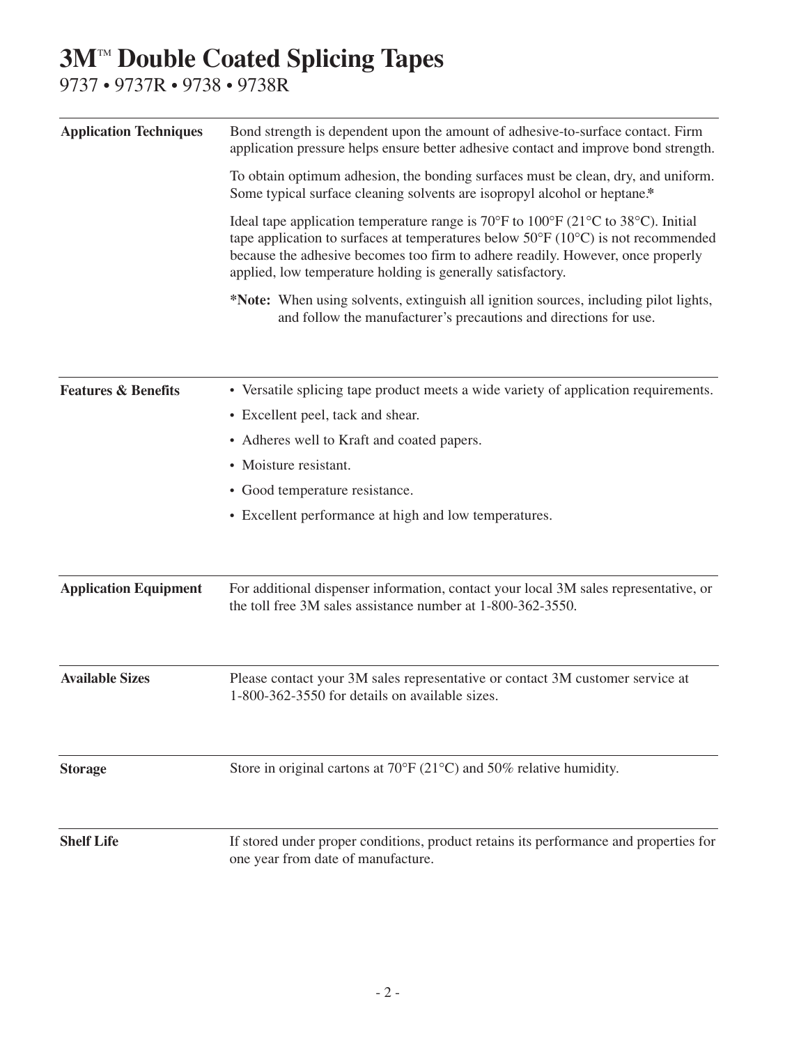# 3M™ Double Coated Splicing Tapes

9737 • 9737R • 9738 • 9738R

**Application Techniques**

Bond strength is dependent upon the amount of adhesive-to-surface contact. Firm application pressure helps ensure better adhesive contact and improve bond strength.

To obtain optimum adhesion, the bonding surfaces must be clean, dry, and uniform. Some typical surface cleaning solvents are isopropyl alcohol or heptane.*

Ideal tape application temperature range is 70°F to 100°F (21°C to 38°C). Initial tape application to surfaces at temperatures below 50°F (10°C) is not recommended because the adhesive becomes too firm to adhere readily. However, once properly applied, low temperature holding is generally satisfactory.

***Note:** When using solvents, extinguish all ignition sources, including pilot lights, and follow the manufacturer's precautions and directions for use.

**Features & Benefits**

- Versatile splicing tape product meets a wide variety of application requirements.
- Excellent peel, tack and shear.
- Adheres well to Kraft and coated papers.
- Moisture resistant.
- Good temperature resistance.
- Excellent performance at high and low temperatures.

**Application Equipment**

For additional dispenser information, contact your local 3M sales representative, or the toll free 3M sales assistance number at 1-800-362-3550.

**Available Sizes**

Please contact your 3M sales representative or contact 3M customer service at 1-800-362-3550 for details on available sizes.

**Storage**

Store in original cartons at 70°F (21°C) and 50% relative humidity.

**Shelf Life**

If stored under proper conditions, product retains its performance and properties for one year from date of manufacture.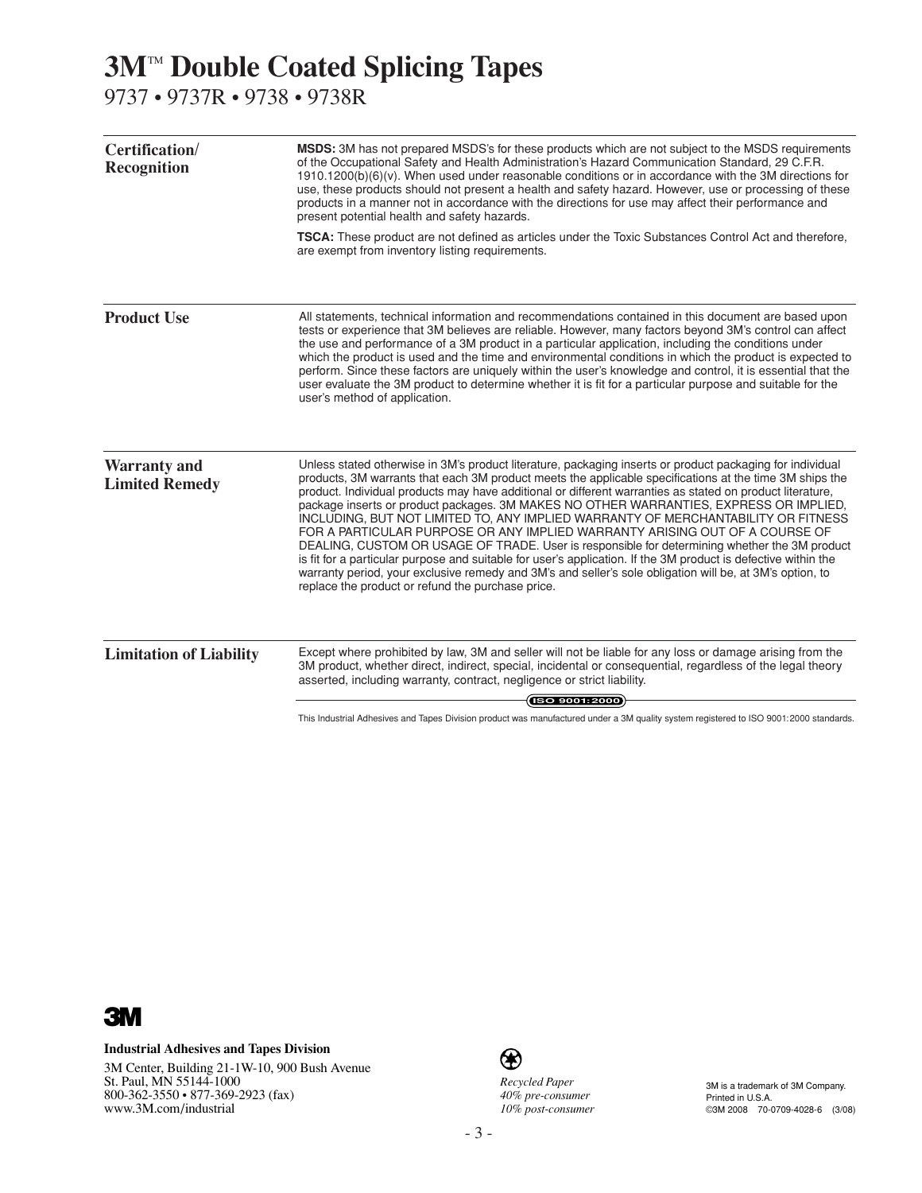# 3M™ Double Coated Splicing Tapes

9737 • 9737R • 9738 • 9738R

## Certification/ Recognition

**MSDS:** 3M has not prepared MSDS's for these products which are not subject to the MSDS requirements of the Occupational Safety and Health Administration's Hazard Communication Standard, 29 C.F.R. 1910.1200(b)(6)(v). When used under reasonable conditions or in accordance with the 3M directions for use, these products should not present a health and safety hazard. However, use or processing of these products in a manner not in accordance with the directions for use may affect their performance and present potential health and safety hazards.

**TSCA:** These product are not defined as articles under the Toxic Substances Control Act and therefore, are exempt from inventory listing requirements.

## Product Use

All statements, technical information and recommendations contained in this document are based upon tests or experience that 3M believes are reliable. However, many factors beyond 3M's control can affect the use and performance of a 3M product in a particular application, including the conditions under which the product is used and the time and environmental conditions in which the product is expected to perform. Since these factors are uniquely within the user's knowledge and control, it is essential that the user evaluate the 3M product to determine whether it is fit for a particular purpose and suitable for the user's method of application.

## Warranty and Limited Remedy

Unless stated otherwise in 3M's product literature, packaging inserts or product packaging for individual products, 3M warrants that each 3M product meets the applicable specifications at the time 3M ships the product. Individual products may have additional or different warranties as stated on product literature, package inserts or product packages. 3M MAKES NO OTHER WARRANTIES, EXPRESS OR IMPLIED, INCLUDING, BUT NOT LIMITED TO, ANY IMPLIED WARRANTY OF MERCHANTABILITY OR FITNESS FOR A PARTICULAR PURPOSE OR ANY IMPLIED WARRANTY ARISING OUT OF A COURSE OF DEALING, CUSTOM OR USAGE OF TRADE. User is responsible for determining whether the 3M product is fit for a particular purpose and suitable for user's application. If the 3M product is defective within the warranty period, your exclusive remedy and 3M's and seller's sole obligation will be, at 3M's option, to replace the product or refund the purchase price.

## Limitation of Liability

Except where prohibited by law, 3M and seller will not be liable for any loss or damage arising from the 3M product, whether direct, indirect, special, incidental or consequential, regardless of the legal theory asserted, including warranty, contract, negligence or strict liability.

ISO 9001:2000

This Industrial Adhesives and Tapes Division product was manufactured under a 3M quality system registered to ISO 9001:2000 standards.

3M

**Industrial Adhesives and Tapes Division**

3M Center, Building 21-1W-10, 900 Bush Avenue
St. Paul, MN 55144-1000
800-362-3550 • 877-369-2923 (fax)
www.3M.com/industrial

*Recycled Paper*
*40% pre-consumer*
*10% post-consumer*

3M is a trademark of 3M Company.
Printed in U.S.A.
©3M 2008 70-0709-4028-6 (3/08)